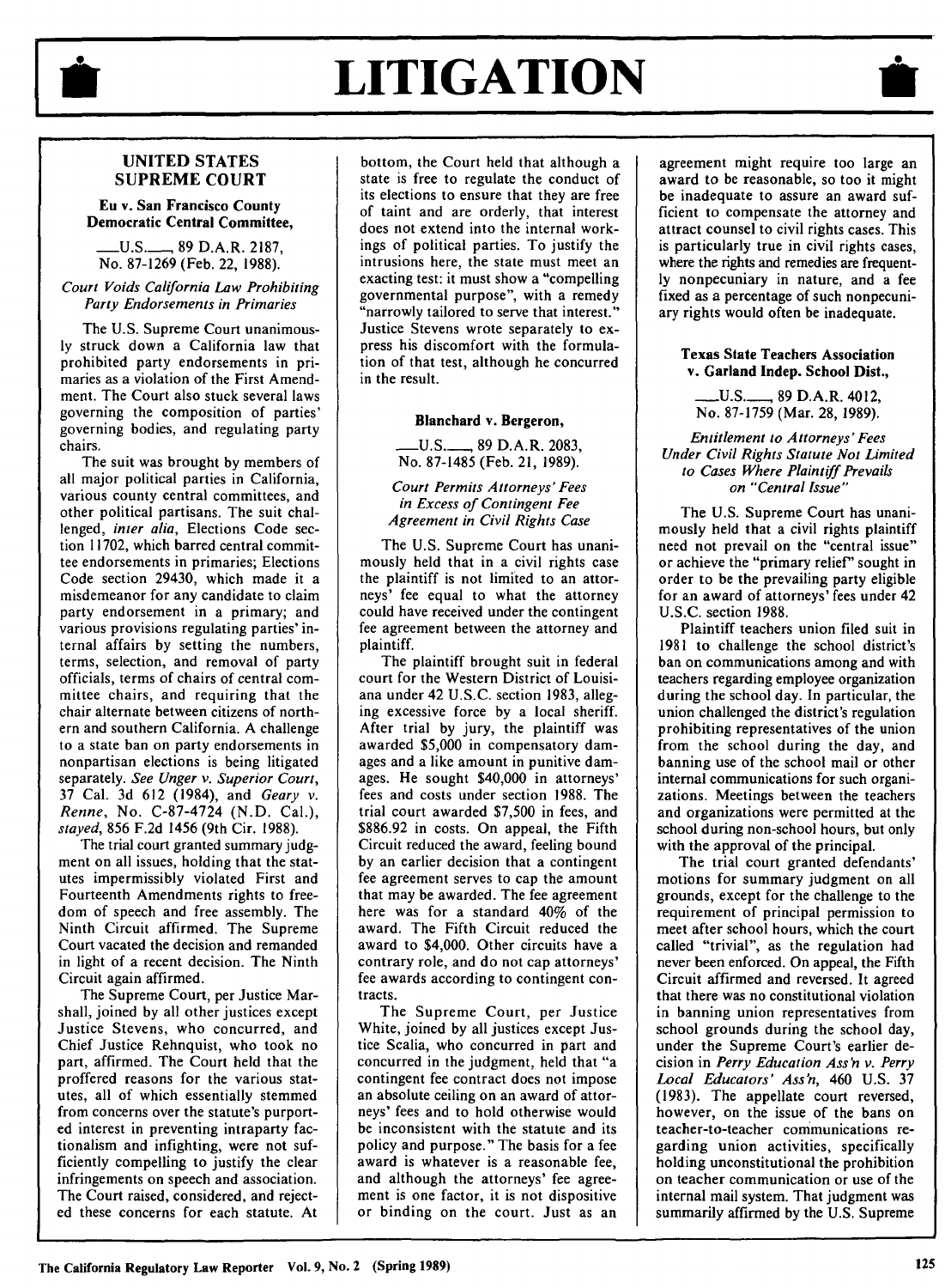# LITIGATION

## UNITED STATES SUPREME COURT

### Eu v. San Francisco County Democratic Central Committee,

___U.S.___, 89 D.A.R. 2187, No. 87-1269 (Feb. 22, 1988).

*Court Voids California Law Prohibiting Party Endorsements in Primaries*

The U.S. Supreme Court unanimously struck down a California law that prohibited party endorsements in primaries as a violation of the First Amendment. The Court also stuck several laws governing the composition of parties' governing bodies, and regulating party chairs.

The suit was brought by members of all major political parties in California, various county central committees, and other political partisans. The suit challenged, *inter alia*, Elections Code section 11702, which barred central committee endorsements in primaries; Elections Code section 29430, which made it a misdemeanor for any candidate to claim party endorsement in a primary; and various provisions regulating parties' internal affairs by setting the numbers, terms, selection, and removal of party officials, terms of chairs of central committee chairs, and requiring that the chair alternate between citizens of northern and southern California. A challenge to a state ban on party endorsements in nonpartisan elections is being litigated separately. *See Unger v. Superior Court*, 37 Cal. 3d 612 (1984), and *Geary v. Renne*, No. C-87-4724 (N.D. Cal.), *stayed*, 856 F.2d 1456 (9th Cir. 1988).

The trial court granted summary judgment on all issues, holding that the statutes impermissibly violated First and Fourteenth Amendments rights to freedom of speech and free assembly. The Ninth Circuit affirmed. The Supreme Court vacated the decision and remanded in light of a recent decision. The Ninth Circuit again affirmed.

The Supreme Court, per Justice Marshall, joined by all other justices except Justice Stevens, who concurred, and Chief Justice Rehnquist, who took no part, affirmed. The Court held that the proffered reasons for the various statutes, all of which essentially stemmed from concerns over the statute's purported interest in preventing intraparty factionalism and infighting, were not sufficiently compelling to justify the clear infringements on speech and association. The Court raised, considered, and rejected these concerns for each statute. At bottom, the Court held that although a state is free to regulate the conduct of its elections to ensure that they are free of taint and are orderly, that interest does not extend into the internal workings of political parties. To justify the intrusions here, the state must meet an exacting test: it must show a "compelling governmental purpose", with a remedy "narrowly tailored to serve that interest." Justice Stevens wrote separately to express his discomfort with the formulation of that test, although he concurred in the result.

### Blanchard v. Bergeron,

___U.S.___, 89 D.A.R. 2083, No. 87-1485 (Feb. 21, 1989).

*Court Permits Attorneys' Fees in Excess of Contingent Fee Agreement in Civil Rights Case*

The U.S. Supreme Court has unanimously held that in a civil rights case the plaintiff is not limited to an attorneys' fee equal to what the attorney could have received under the contingent fee agreement between the attorney and plaintiff.

The plaintiff brought suit in federal court for the Western District of Louisiana under 42 U.S.C. section 1983, alleging excessive force by a local sheriff. After trial by jury, the plaintiff was awarded $5,000 in compensatory damages and a like amount in punitive damages. He sought $40,000 in attorneys' fees and costs under section 1988. The trial court awarded $7,500 in fees, and $886.92 in costs. On appeal, the Fifth Circuit reduced the award, feeling bound by an earlier decision that a contingent fee agreement serves to cap the amount that may be awarded. The fee agreement here was for a standard 40% of the award. The Fifth Circuit reduced the award to $4,000. Other circuits have a contrary role, and do not cap attorneys' fee awards according to contingent contracts.

The Supreme Court, per Justice White, joined by all justices except Justice Scalia, who concurred in part and concurred in the judgment, held that "a contingent fee contract does not impose an absolute ceiling on an award of attorneys' fees and to hold otherwise would be inconsistent with the statute and its policy and purpose." The basis for a fee award is whatever is a reasonable fee, and although the attorneys' fee agreement is one factor, it is not dispositive or binding on the court. Just as an agreement might require too large an award to be reasonable, so too it might be inadequate to assure an award sufficient to compensate the attorney and attract counsel to civil rights cases. This is particularly true in civil rights cases, where the rights and remedies are frequently nonpecuniary in nature, and a fee fixed as a percentage of such nonpecuniary rights would often be inadequate.

### Texas State Teachers Association v. Garland Indep. School Dist.,

___U.S.___, 89 D.A.R. 4012, No. 87-1759 (Mar. 28, 1989).

*Entitlement to Attorneys' Fees Under Civil Rights Statute Not Limited to Cases Where Plaintiff Prevails on "Central Issue"*

The U.S. Supreme Court has unanimously held that a civil rights plaintiff need not prevail on the "central issue" or achieve the "primary relief" sought in order to be the prevailing party eligible for an award of attorneys' fees under 42 U.S.C. section 1988.

Plaintiff teachers union filed suit in 1981 to challenge the school district's ban on communications among and with teachers regarding employee organization during the school day. In particular, the union challenged the district's regulation prohibiting representatives of the union from the school during the day, and banning use of the school mail or other internal communications for such organizations. Meetings between the teachers and organizations were permitted at the school during non-school hours, but only with the approval of the principal.

The trial court granted defendants' motions for summary judgment on all grounds, except for the challenge to the requirement of principal permission to meet after school hours, which the court called "trivial", as the regulation had never been enforced. On appeal, the Fifth Circuit affirmed and reversed. It agreed that there was no constitutional violation in banning union representatives from school grounds during the school day, under the Supreme Court's earlier decision in *Perry Education Ass'n v. Perry Local Educators' Ass'n*, 460 U.S. 37 (1983). The appellate court reversed, however, on the issue of the bans on teacher-to-teacher communications regarding union activities, specifically holding unconstitutional the prohibition on teacher communication or use of the internal mail system. That judgment was summarily affirmed by the U.S. Supreme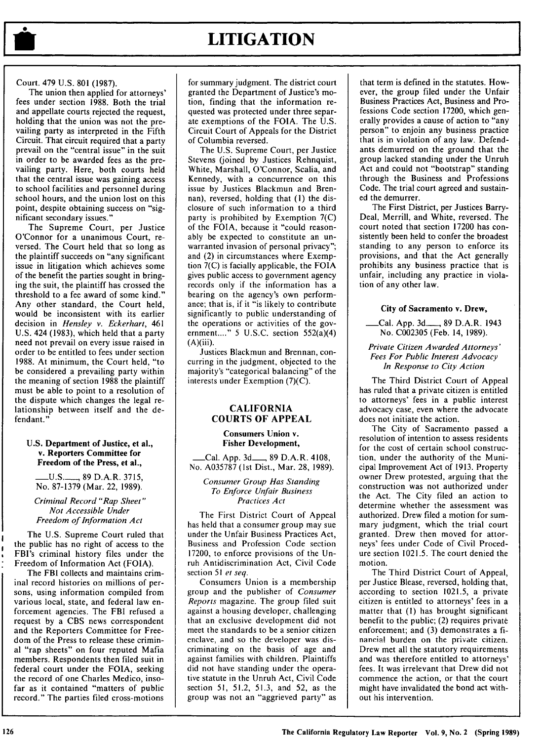Court. 479 U.S. 801 (1987).

The union then applied for attorneys' fees under section 1988. Both the trial and appellate courts rejected the request, holding that the union was not the prevailing party as interpreted in the Fifth Circuit. That circuit required that a party prevail on the "central issue" in the suit in order to be awarded fees as the prevailing party. Here, both courts held that the central issue was gaining access to school facilities and personnel during school hours, and the union lost on this point, despite obtaining success on "significant secondary issues."

The Supreme Court, per Justice O'Connor for a unanimous Court, reversed. The Court held that so long as the plaintiff succeeds on "any significant issue in litigation which achieves some of the benefit the parties sought in bringing the suit, the plaintiff has crossed the threshold to a fee award of some kind." Any other standard, the Court held, would be inconsistent with its earlier decision in *Hensley v. Eckerhart*, 461 U.S. 424 (1983), which held that a party need not prevail on every issue raised in order to be entitled to fees under section 1988. At minimum, the Court held, "to be considered a prevailing party within the meaning of section 1988 the plaintiff must be able to point to a resolution of the dispute which changes the legal relationship between itself and the defendant."

**U.S. Department of Justice, et al., v. Reporters Committee for Freedom of the Press, et al.,**

___U.S.___, 89 D.A.R. 3715, No. 87-1379 (Mar. 22, 1989).

*Criminal Record "Rap Sheet" Not Accessible Under Freedom of Information Act*

The U.S. Supreme Court ruled that the public has no right of access to the FBI's criminal history files under the Freedom of Information Act (FOIA).

The FBI collects and maintains criminal record histories on millions of persons, using information compiled from various local, state, and federal law enforcement agencies. The FBI refused a request by a CBS news correspondent and the Reporters Committee for Freedom of the Press to release these criminal "rap sheets" on four reputed Mafia members. Respondents then filed suit in federal court under the FOIA, seeking the record of one Charles Medico, insofar as it contained "matters of public record." The parties filed cross-motions for summary judgment. The district court granted the Department of Justice's motion, finding that the information requested was protected under three separate exemptions of the FOIA. The U.S. Circuit Court of Appeals for the District of Columbia reversed.

The U.S. Supreme Court, per Justice Stevens (joined by Justices Rehnquist, White, Marshall, O'Connor, Scalia, and Kennedy, with a concurrence on this issue by Justices Blackmun and Brennan), reversed, holding that (1) the disclosure of such information to a third party is prohibited by Exemption 7(C) of the FOIA, because it "could reasonably be expected to constitute an unwarranted invasion of personal privacy"; and (2) in circumstances where Exemption 7(C) is facially applicable, the FOIA gives public access to government agency records only if the information has a bearing on the agency's own performance; that is, if it "is likely to contribute significantly to public understanding of the operations or activities of the government...." 5 U.S.C. section 552(a)(4)(A)(iii).

Justices Blackmun and Brennan, concurring in the judgment, objected to the majority's "categorical balancing" of the interests under Exemption (7)(C).

## CALIFORNIA COURTS OF APPEAL

**Consumers Union v. Fisher Development,**

___Cal. App. 3d___, 89 D.A.R. 4108, No. A035787 (1st Dist., Mar. 28, 1989).

*Consumer Group Has Standing To Enforce Unfair Business Practices Act*

The First District Court of Appeal has held that a consumer group may sue under the Unfair Business Practices Act, Business and Profession Code section 17200, to enforce provisions of the Unruh Antidiscrimination Act, Civil Code section 51 *et seq.*

Consumers Union is a membership group and the publisher of *Consumer Reports* magazine. The group filed suit against a housing developer, challenging that an exclusive development did not meet the standards to be a senior citizen enclave, and so the developer was discriminating on the basis of age and against families with children. Plaintiffs did not have standing under the operative statute in the Unruh Act, Civil Code section 51, 51.2, 51.3, and 52, as the group was not an "aggrieved party" as that term is defined in the statutes. However, the group filed under the Unfair Business Practices Act, Business and Professions Code section 17200, which generally provides a cause of action to "any person" to enjoin any business practice that is in violation of any law. Defendants demurred on the ground that the group lacked standing under the Unruh Act and could not "bootstrap" standing through the Business and Professions Code. The trial court agreed and sustained the demurrer.

The First District, per Justices Barry-Deal, Merrill, and White, reversed. The court noted that section 17200 has consistently been held to confer the broadest standing to any person to enforce its provisions, and that the Act generally prohibits any business practice that is unfair, including any practice in violation of any other law.

**City of Sacramento v. Drew,**

___Cal. App. 3d___, 89 D.A.R. 1943 No. C002305 (Feb. 14, 1989).

*Private Citizen Awarded Attorneys' Fees For Public Interest Advocacy In Response to City Action*

The Third District Court of Appeal has ruled that a private citizen is entitled to attorneys' fees in a public interest advocacy case, even where the advocate does not initiate the action.

The City of Sacramento passed a resolution of intention to assess residents for the cost of certain school construction, under the authority of the Municipal Improvement Act of 1913. Property owner Drew protested, arguing that the construction was not authorized under the Act. The City filed an action to determine whether the assessment was authorized. Drew filed a motion for summary judgment, which the trial court granted. Drew then moved for attorneys' fees under Code of Civil Procedure section 1021.5. The court denied the motion.

The Third District Court of Appeal, per Justice Blease, reversed, holding that, according to section 1021.5, a private citizen is entitled to attorneys' fees in a matter that (1) has brought significant benefit to the public; (2) requires private enforcement; and (3) demonstrates a financial burden on the private citizen. Drew met all the statutory requirements and was therefore entitled to attorneys' fees. It was irrelevant that Drew did not commence the action, or that the court might have invalidated the bond act without his intervention.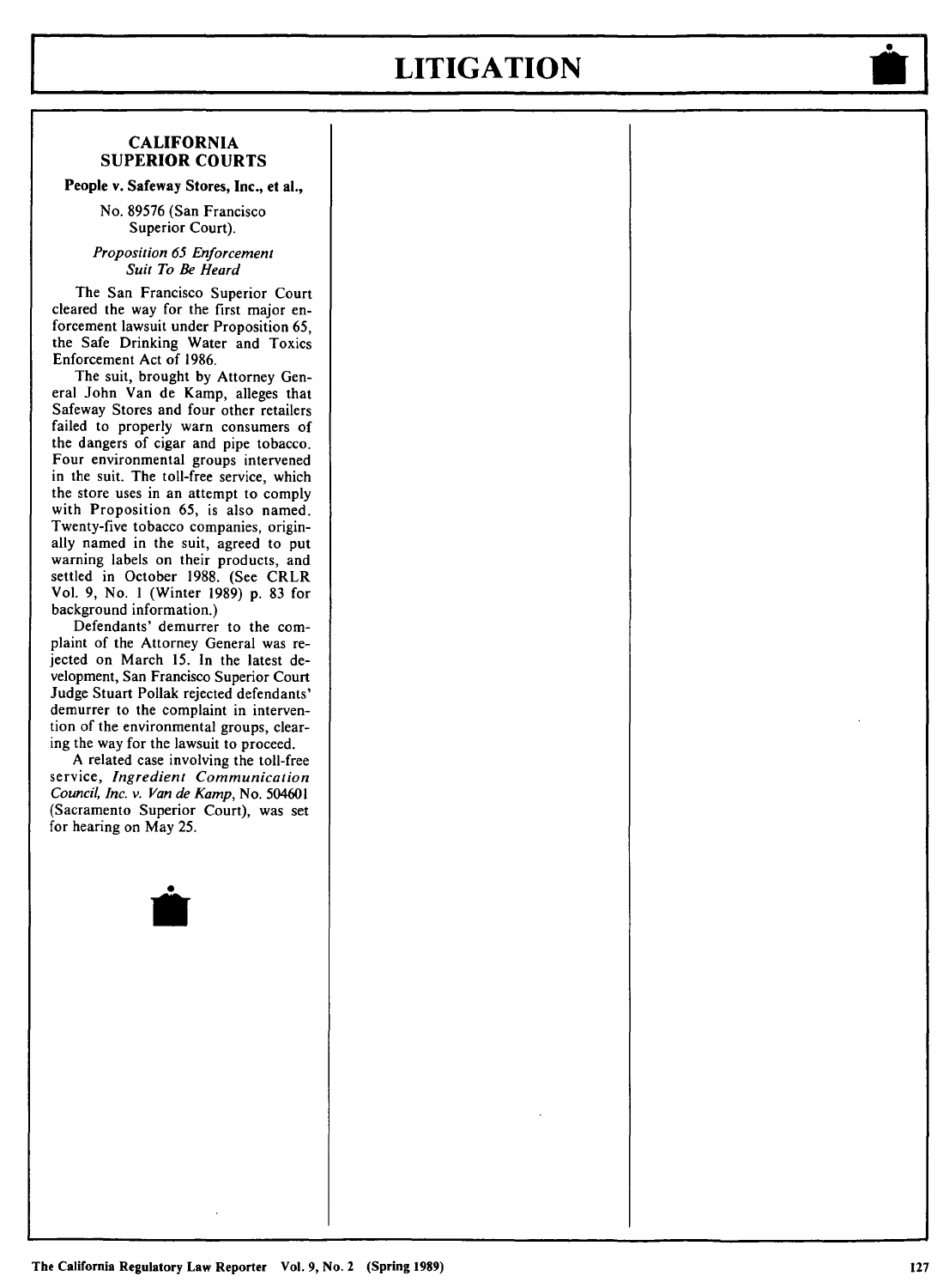# LITIGATION

## CALIFORNIA SUPERIOR COURTS

**People v. Safeway Stores, Inc., et al.,**

No. 89576 (San Francisco Superior Court).

*Proposition 65 Enforcement Suit To Be Heard*

The San Francisco Superior Court cleared the way for the first major enforcement lawsuit under Proposition 65, the Safe Drinking Water and Toxics Enforcement Act of 1986.

The suit, brought by Attorney General John Van de Kamp, alleges that Safeway Stores and four other retailers failed to properly warn consumers of the dangers of cigar and pipe tobacco. Four environmental groups intervened in the suit. The toll-free service, which the store uses in an attempt to comply with Proposition 65, is also named. Twenty-five tobacco companies, originally named in the suit, agreed to put warning labels on their products, and settled in October 1988. (See CRLR Vol. 9, No. 1 (Winter 1989) p. 83 for background information.)

Defendants' demurrer to the complaint of the Attorney General was rejected on March 15. In the latest development, San Francisco Superior Court Judge Stuart Pollak rejected defendants' demurrer to the complaint in intervention of the environmental groups, clearing the way for the lawsuit to proceed.

A related case involving the toll-free service, *Ingredient Communication Council, Inc. v. Van de Kamp*, No. 504601 (Sacramento Superior Court), was set for hearing on May 25.